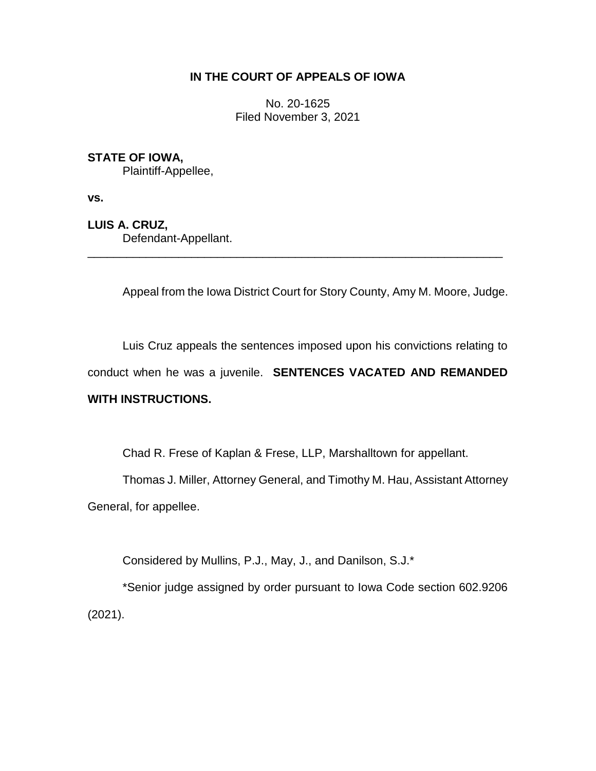**IN THE COURT OF APPEALS OF IOWA**

No. 20-1625
Filed November 3, 2021

**STATE OF IOWA,**
Plaintiff-Appellee,

**vs.**

**LUIS A. CRUZ,**
Defendant-Appellant.

---

Appeal from the Iowa District Court for Story County, Amy M. Moore, Judge.

Luis Cruz appeals the sentences imposed upon his convictions relating to conduct when he was a juvenile. **SENTENCES VACATED AND REMANDED WITH INSTRUCTIONS.**

Chad R. Frese of Kaplan & Frese, LLP, Marshalltown for appellant.

Thomas J. Miller, Attorney General, and Timothy M. Hau, Assistant Attorney General, for appellee.

Considered by Mullins, P.J., May, J., and Danilson, S.J.*

*Senior judge assigned by order pursuant to Iowa Code section 602.9206 (2021).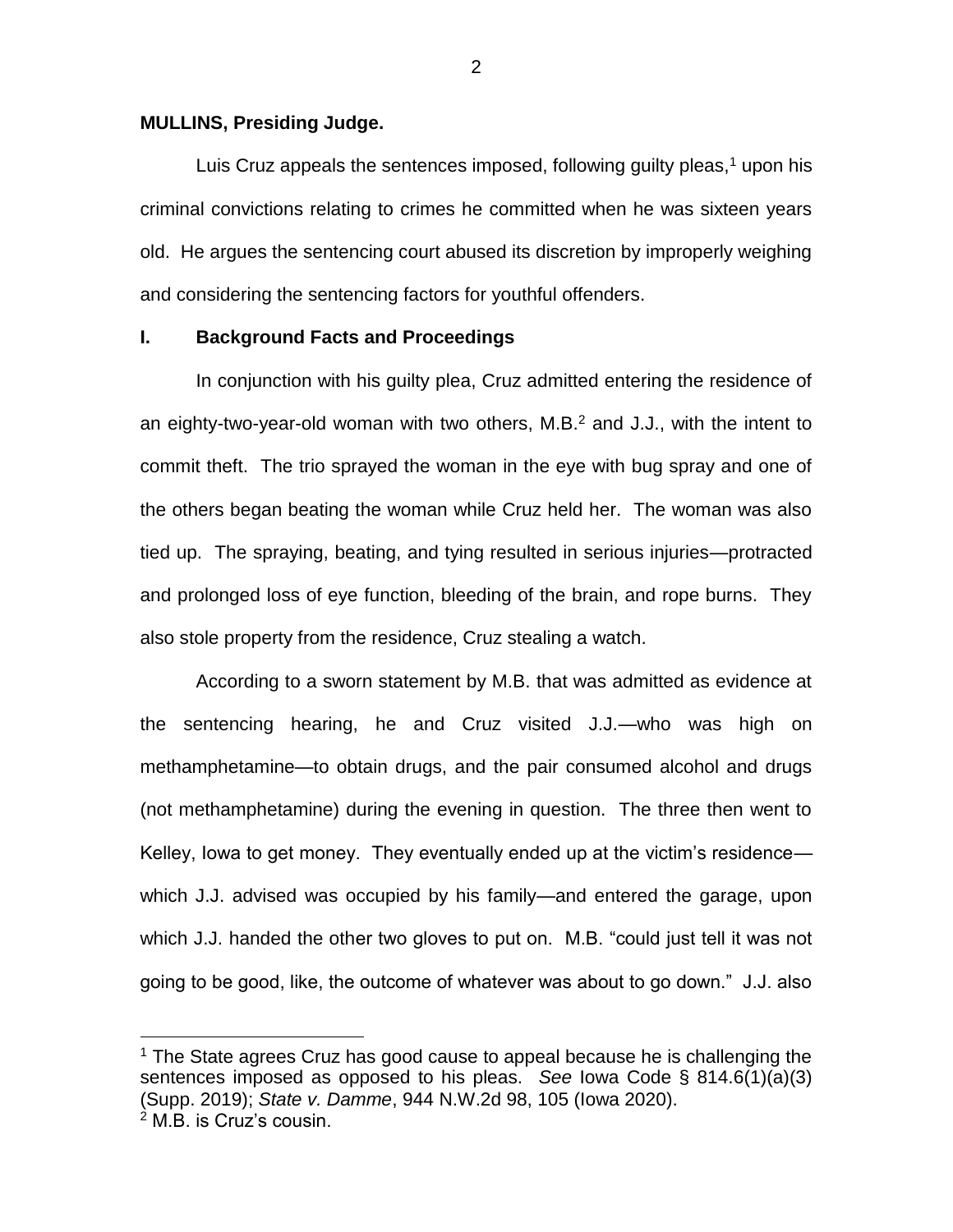**MULLINS, Presiding Judge.**

Luis Cruz appeals the sentences imposed, following guilty pleas,[1] upon his criminal convictions relating to crimes he committed when he was sixteen years old. He argues the sentencing court abused its discretion by improperly weighing and considering the sentencing factors for youthful offenders.

## I. Background Facts and Proceedings

In conjunction with his guilty plea, Cruz admitted entering the residence of an eighty-two-year-old woman with two others, M.B.[2] and J.J., with the intent to commit theft. The trio sprayed the woman in the eye with bug spray and one of the others began beating the woman while Cruz held her. The woman was also tied up. The spraying, beating, and tying resulted in serious injuries—protracted and prolonged loss of eye function, bleeding of the brain, and rope burns. They also stole property from the residence, Cruz stealing a watch.

According to a sworn statement by M.B. that was admitted as evidence at the sentencing hearing, he and Cruz visited J.J.—who was high on methamphetamine—to obtain drugs, and the pair consumed alcohol and drugs (not methamphetamine) during the evening in question. The three then went to Kelley, Iowa to get money. They eventually ended up at the victim's residence—which J.J. advised was occupied by his family—and entered the garage, upon which J.J. handed the other two gloves to put on. M.B. "could just tell it was not going to be good, like, the outcome of whatever was about to go down." J.J. also

---

[1] The State agrees Cruz has good cause to appeal because he is challenging the sentences imposed as opposed to his pleas. *See* Iowa Code § 814.6(1)(a)(3) (Supp. 2019); *State v. Damme*, 944 N.W.2d 98, 105 (Iowa 2020).

[2] M.B. is Cruz's cousin.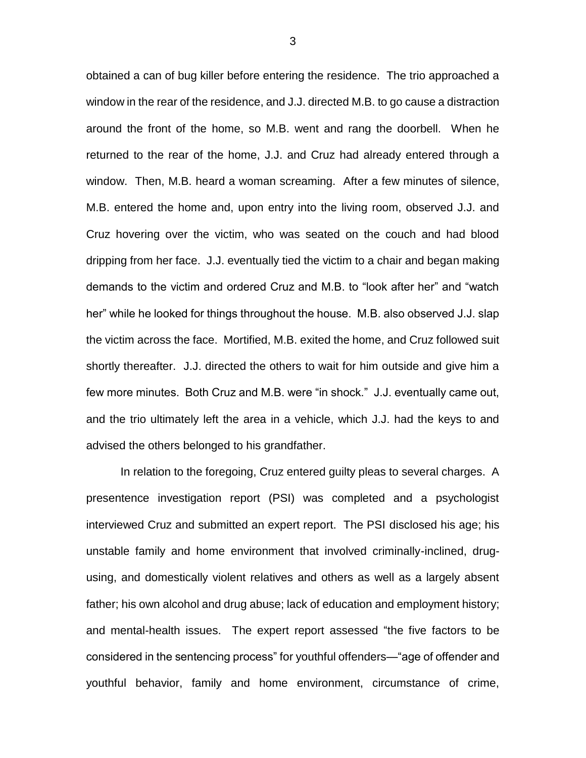obtained a can of bug killer before entering the residence. The trio approached a window in the rear of the residence, and J.J. directed M.B. to go cause a distraction around the front of the home, so M.B. went and rang the doorbell. When he returned to the rear of the home, J.J. and Cruz had already entered through a window. Then, M.B. heard a woman screaming. After a few minutes of silence, M.B. entered the home and, upon entry into the living room, observed J.J. and Cruz hovering over the victim, who was seated on the couch and had blood dripping from her face. J.J. eventually tied the victim to a chair and began making demands to the victim and ordered Cruz and M.B. to "look after her" and "watch her" while he looked for things throughout the house. M.B. also observed J.J. slap the victim across the face. Mortified, M.B. exited the home, and Cruz followed suit shortly thereafter. J.J. directed the others to wait for him outside and give him a few more minutes. Both Cruz and M.B. were "in shock." J.J. eventually came out, and the trio ultimately left the area in a vehicle, which J.J. had the keys to and advised the others belonged to his grandfather.

In relation to the foregoing, Cruz entered guilty pleas to several charges. A presentence investigation report (PSI) was completed and a psychologist interviewed Cruz and submitted an expert report. The PSI disclosed his age; his unstable family and home environment that involved criminally-inclined, drug-using, and domestically violent relatives and others as well as a largely absent father; his own alcohol and drug abuse; lack of education and employment history; and mental-health issues. The expert report assessed "the five factors to be considered in the sentencing process" for youthful offenders—"age of offender and youthful behavior, family and home environment, circumstance of crime,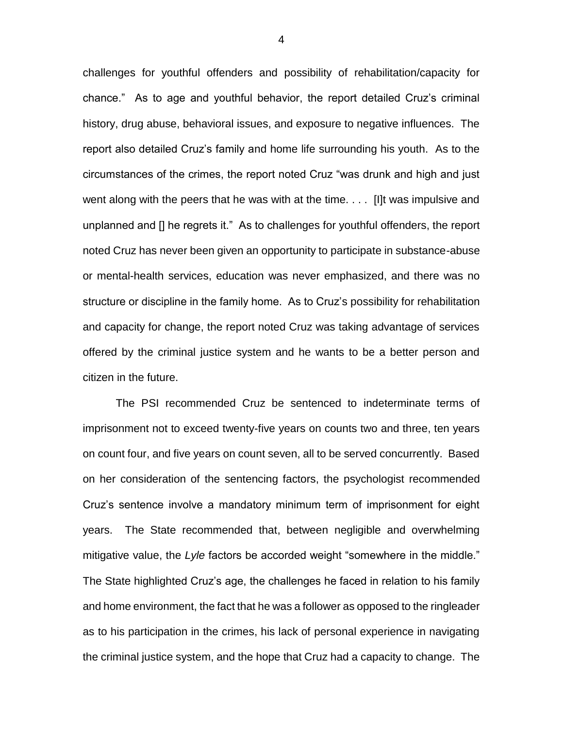challenges for youthful offenders and possibility of rehabilitation/capacity for chance." As to age and youthful behavior, the report detailed Cruz's criminal history, drug abuse, behavioral issues, and exposure to negative influences. The report also detailed Cruz's family and home life surrounding his youth. As to the circumstances of the crimes, the report noted Cruz "was drunk and high and just went along with the peers that he was with at the time. . . . [I]t was impulsive and unplanned and [] he regrets it." As to challenges for youthful offenders, the report noted Cruz has never been given an opportunity to participate in substance-abuse or mental-health services, education was never emphasized, and there was no structure or discipline in the family home. As to Cruz's possibility for rehabilitation and capacity for change, the report noted Cruz was taking advantage of services offered by the criminal justice system and he wants to be a better person and citizen in the future.

The PSI recommended Cruz be sentenced to indeterminate terms of imprisonment not to exceed twenty-five years on counts two and three, ten years on count four, and five years on count seven, all to be served concurrently. Based on her consideration of the sentencing factors, the psychologist recommended Cruz's sentence involve a mandatory minimum term of imprisonment for eight years. The State recommended that, between negligible and overwhelming mitigative value, the *Lyle* factors be accorded weight "somewhere in the middle." The State highlighted Cruz's age, the challenges he faced in relation to his family and home environment, the fact that he was a follower as opposed to the ringleader as to his participation in the crimes, his lack of personal experience in navigating the criminal justice system, and the hope that Cruz had a capacity to change. The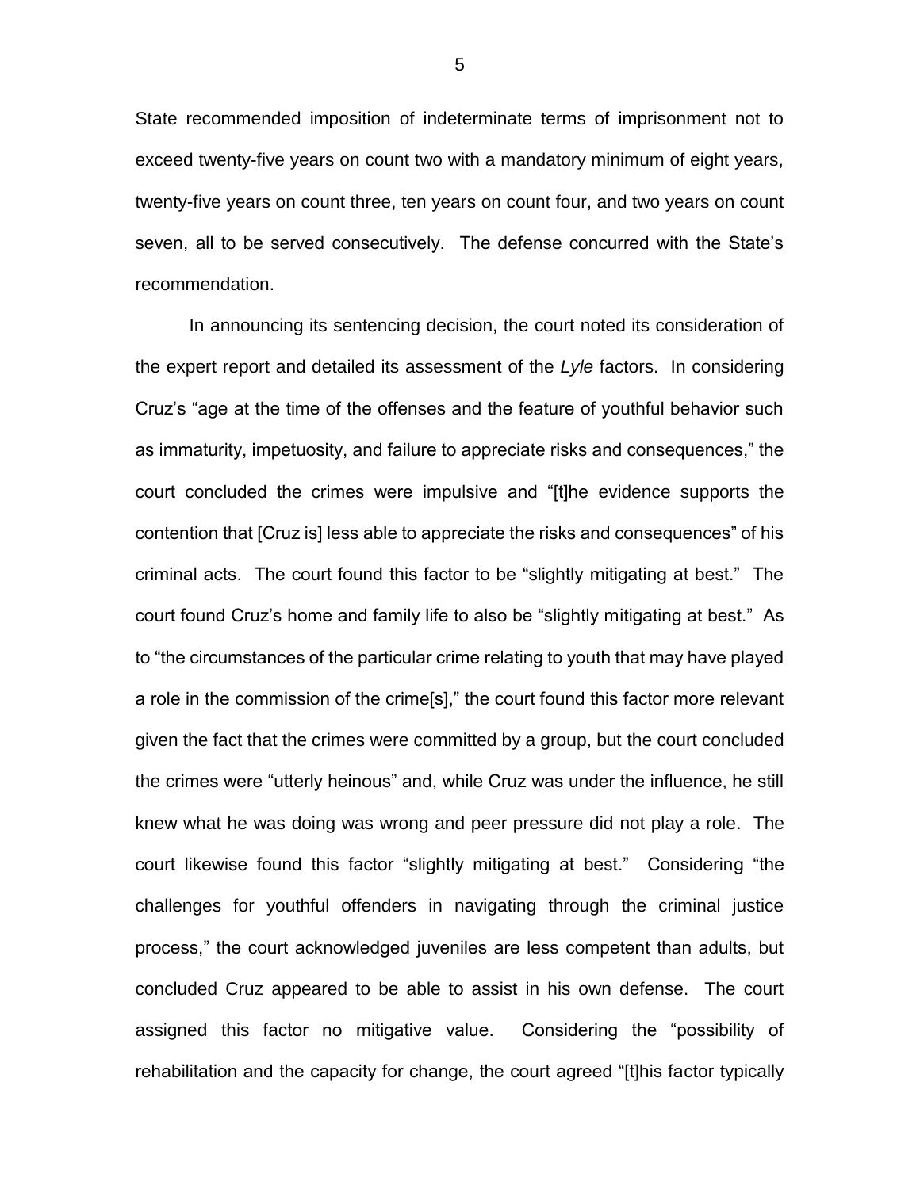State recommended imposition of indeterminate terms of imprisonment not to exceed twenty-five years on count two with a mandatory minimum of eight years, twenty-five years on count three, ten years on count four, and two years on count seven, all to be served consecutively. The defense concurred with the State's recommendation.

In announcing its sentencing decision, the court noted its consideration of the expert report and detailed its assessment of the *Lyle* factors. In considering Cruz's "age at the time of the offenses and the feature of youthful behavior such as immaturity, impetuosity, and failure to appreciate risks and consequences," the court concluded the crimes were impulsive and "[t]he evidence supports the contention that [Cruz is] less able to appreciate the risks and consequences" of his criminal acts. The court found this factor to be "slightly mitigating at best." The court found Cruz's home and family life to also be "slightly mitigating at best." As to "the circumstances of the particular crime relating to youth that may have played a role in the commission of the crime[s]," the court found this factor more relevant given the fact that the crimes were committed by a group, but the court concluded the crimes were "utterly heinous" and, while Cruz was under the influence, he still knew what he was doing was wrong and peer pressure did not play a role. The court likewise found this factor "slightly mitigating at best." Considering "the challenges for youthful offenders in navigating through the criminal justice process," the court acknowledged juveniles are less competent than adults, but concluded Cruz appeared to be able to assist in his own defense. The court assigned this factor no mitigative value. Considering the "possibility of rehabilitation and the capacity for change, the court agreed "[t]his factor typically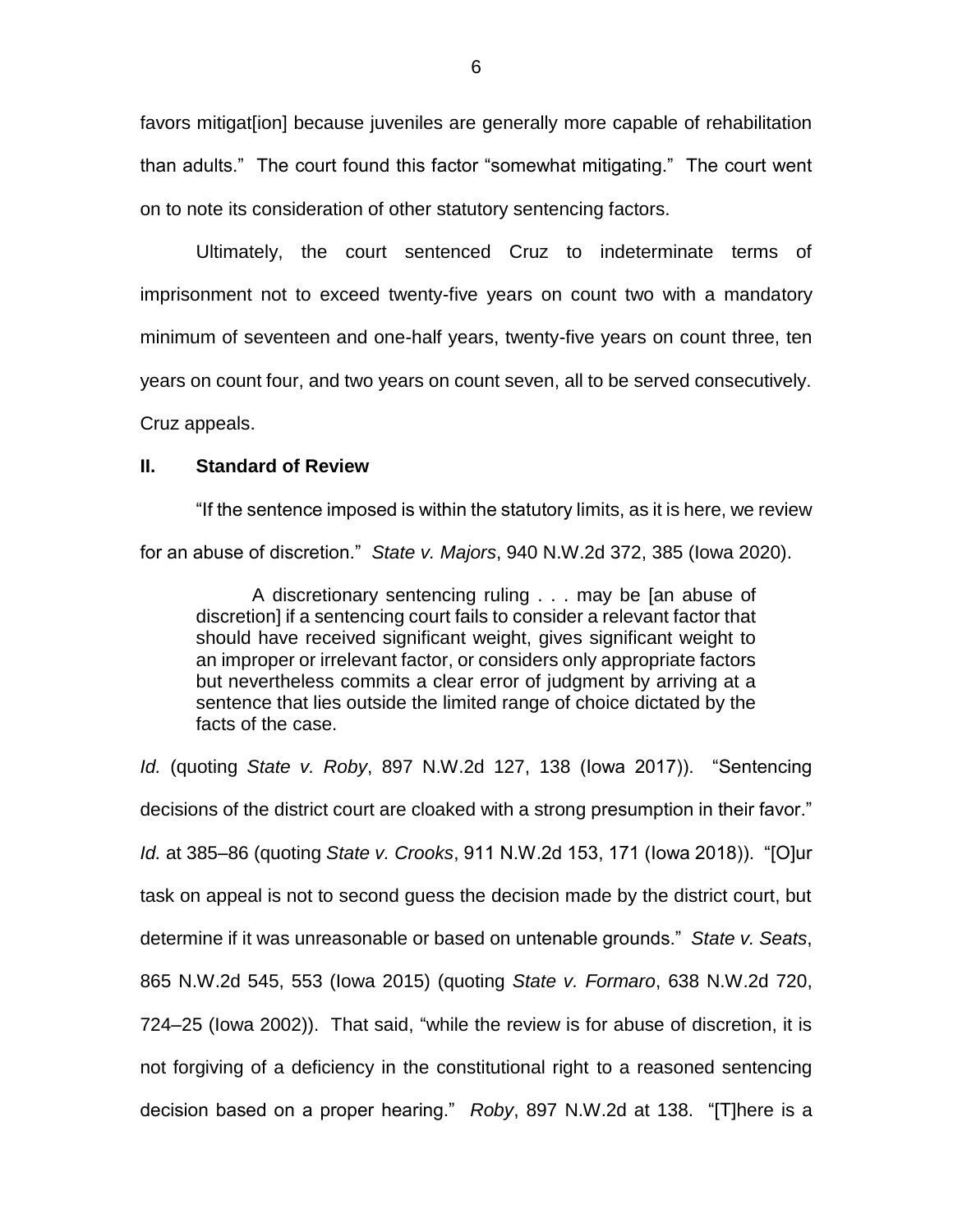favors mitigat[ion] because juveniles are generally more capable of rehabilitation than adults." The court found this factor "somewhat mitigating." The court went on to note its consideration of other statutory sentencing factors.

Ultimately, the court sentenced Cruz to indeterminate terms of imprisonment not to exceed twenty-five years on count two with a mandatory minimum of seventeen and one-half years, twenty-five years on count three, ten years on count four, and two years on count seven, all to be served consecutively. Cruz appeals.

## II. Standard of Review

"If the sentence imposed is within the statutory limits, as it is here, we review for an abuse of discretion." *State v. Majors*, 940 N.W.2d 372, 385 (Iowa 2020).

> A discretionary sentencing ruling . . . may be [an abuse of discretion] if a sentencing court fails to consider a relevant factor that should have received significant weight, gives significant weight to an improper or irrelevant factor, or considers only appropriate factors but nevertheless commits a clear error of judgment by arriving at a sentence that lies outside the limited range of choice dictated by the facts of the case.

*Id.* (quoting *State v. Roby*, 897 N.W.2d 127, 138 (Iowa 2017)). "Sentencing decisions of the district court are cloaked with a strong presumption in their favor." *Id.* at 385–86 (quoting *State v. Crooks*, 911 N.W.2d 153, 171 (Iowa 2018)). "[O]ur task on appeal is not to second guess the decision made by the district court, but determine if it was unreasonable or based on untenable grounds." *State v. Seats*, 865 N.W.2d 545, 553 (Iowa 2015) (quoting *State v. Formaro*, 638 N.W.2d 720, 724–25 (Iowa 2002)). That said, "while the review is for abuse of discretion, it is not forgiving of a deficiency in the constitutional right to a reasoned sentencing decision based on a proper hearing." *Roby*, 897 N.W.2d at 138. "[T]here is a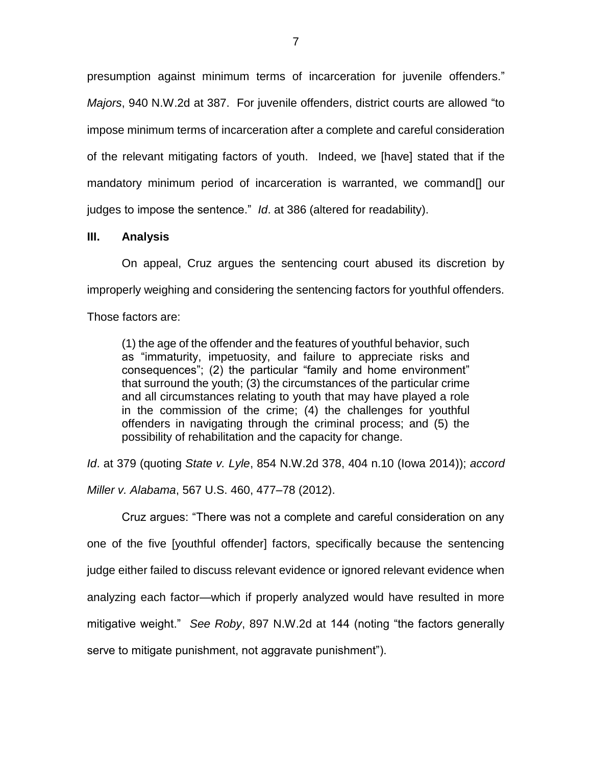presumption against minimum terms of incarceration for juvenile offenders." *Majors*, 940 N.W.2d at 387. For juvenile offenders, district courts are allowed "to impose minimum terms of incarceration after a complete and careful consideration of the relevant mitigating factors of youth. Indeed, we [have] stated that if the mandatory minimum period of incarceration is warranted, we command[] our judges to impose the sentence." *Id*. at 386 (altered for readability).

## III. Analysis

On appeal, Cruz argues the sentencing court abused its discretion by improperly weighing and considering the sentencing factors for youthful offenders. Those factors are:

> (1) the age of the offender and the features of youthful behavior, such as "immaturity, impetuosity, and failure to appreciate risks and consequences"; (2) the particular "family and home environment" that surround the youth; (3) the circumstances of the particular crime and all circumstances relating to youth that may have played a role in the commission of the crime; (4) the challenges for youthful offenders in navigating through the criminal process; and (5) the possibility of rehabilitation and the capacity for change.

*Id*. at 379 (quoting *State v. Lyle*, 854 N.W.2d 378, 404 n.10 (Iowa 2014)); *accord Miller v. Alabama*, 567 U.S. 460, 477–78 (2012).

Cruz argues: "There was not a complete and careful consideration on any one of the five [youthful offender] factors, specifically because the sentencing judge either failed to discuss relevant evidence or ignored relevant evidence when analyzing each factor—which if properly analyzed would have resulted in more mitigative weight." *See Roby*, 897 N.W.2d at 144 (noting "the factors generally serve to mitigate punishment, not aggravate punishment").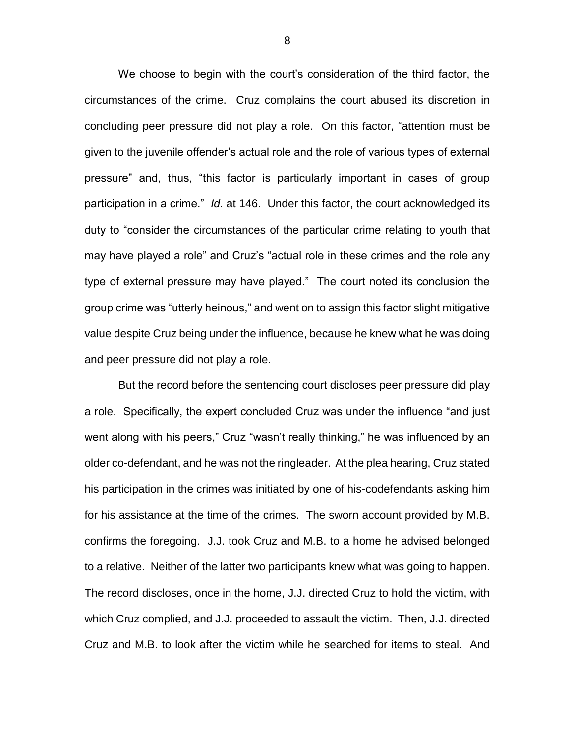We choose to begin with the court's consideration of the third factor, the circumstances of the crime. Cruz complains the court abused its discretion in concluding peer pressure did not play a role. On this factor, "attention must be given to the juvenile offender's actual role and the role of various types of external pressure" and, thus, "this factor is particularly important in cases of group participation in a crime." *Id.* at 146. Under this factor, the court acknowledged its duty to "consider the circumstances of the particular crime relating to youth that may have played a role" and Cruz's "actual role in these crimes and the role any type of external pressure may have played." The court noted its conclusion the group crime was "utterly heinous," and went on to assign this factor slight mitigative value despite Cruz being under the influence, because he knew what he was doing and peer pressure did not play a role.

But the record before the sentencing court discloses peer pressure did play a role. Specifically, the expert concluded Cruz was under the influence "and just went along with his peers," Cruz "wasn't really thinking," he was influenced by an older co-defendant, and he was not the ringleader. At the plea hearing, Cruz stated his participation in the crimes was initiated by one of his-codefendants asking him for his assistance at the time of the crimes. The sworn account provided by M.B. confirms the foregoing. J.J. took Cruz and M.B. to a home he advised belonged to a relative. Neither of the latter two participants knew what was going to happen. The record discloses, once in the home, J.J. directed Cruz to hold the victim, with which Cruz complied, and J.J. proceeded to assault the victim. Then, J.J. directed Cruz and M.B. to look after the victim while he searched for items to steal. And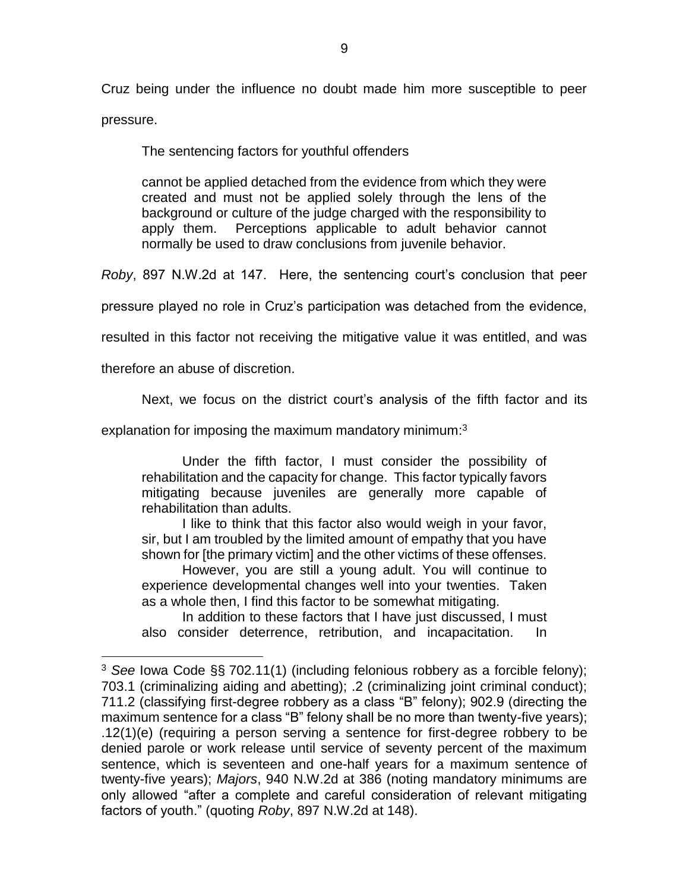Cruz being under the influence no doubt made him more susceptible to peer pressure.

The sentencing factors for youthful offenders

> cannot be applied detached from the evidence from which they were created and must not be applied solely through the lens of the background or culture of the judge charged with the responsibility to apply them. Perceptions applicable to adult behavior cannot normally be used to draw conclusions from juvenile behavior.

*Roby*, 897 N.W.2d at 147. Here, the sentencing court's conclusion that peer pressure played no role in Cruz's participation was detached from the evidence, resulted in this factor not receiving the mitigative value it was entitled, and was therefore an abuse of discretion.

Next, we focus on the district court's analysis of the fifth factor and its explanation for imposing the maximum mandatory minimum:[3]

> Under the fifth factor, I must consider the possibility of rehabilitation and the capacity for change. This factor typically favors mitigating because juveniles are generally more capable of rehabilitation than adults.
>
> I like to think that this factor also would weigh in your favor, sir, but I am troubled by the limited amount of empathy that you have shown for [the primary victim] and the other victims of these offenses.
>
> However, you are still a young adult. You will continue to experience developmental changes well into your twenties. Taken as a whole then, I find this factor to be somewhat mitigating.
>
> In addition to these factors that I have just discussed, I must also consider deterrence, retribution, and incapacitation. In

---

[3] *See* Iowa Code §§ 702.11(1) (including felonious robbery as a forcible felony); 703.1 (criminalizing aiding and abetting); .2 (criminalizing joint criminal conduct); 711.2 (classifying first-degree robbery as a class "B" felony); 902.9 (directing the maximum sentence for a class "B" felony shall be no more than twenty-five years); .12(1)(e) (requiring a person serving a sentence for first-degree robbery to be denied parole or work release until service of seventy percent of the maximum sentence, which is seventeen and one-half years for a maximum sentence of twenty-five years); *Majors*, 940 N.W.2d at 386 (noting mandatory minimums are only allowed "after a complete and careful consideration of relevant mitigating factors of youth." (quoting *Roby*, 897 N.W.2d at 148).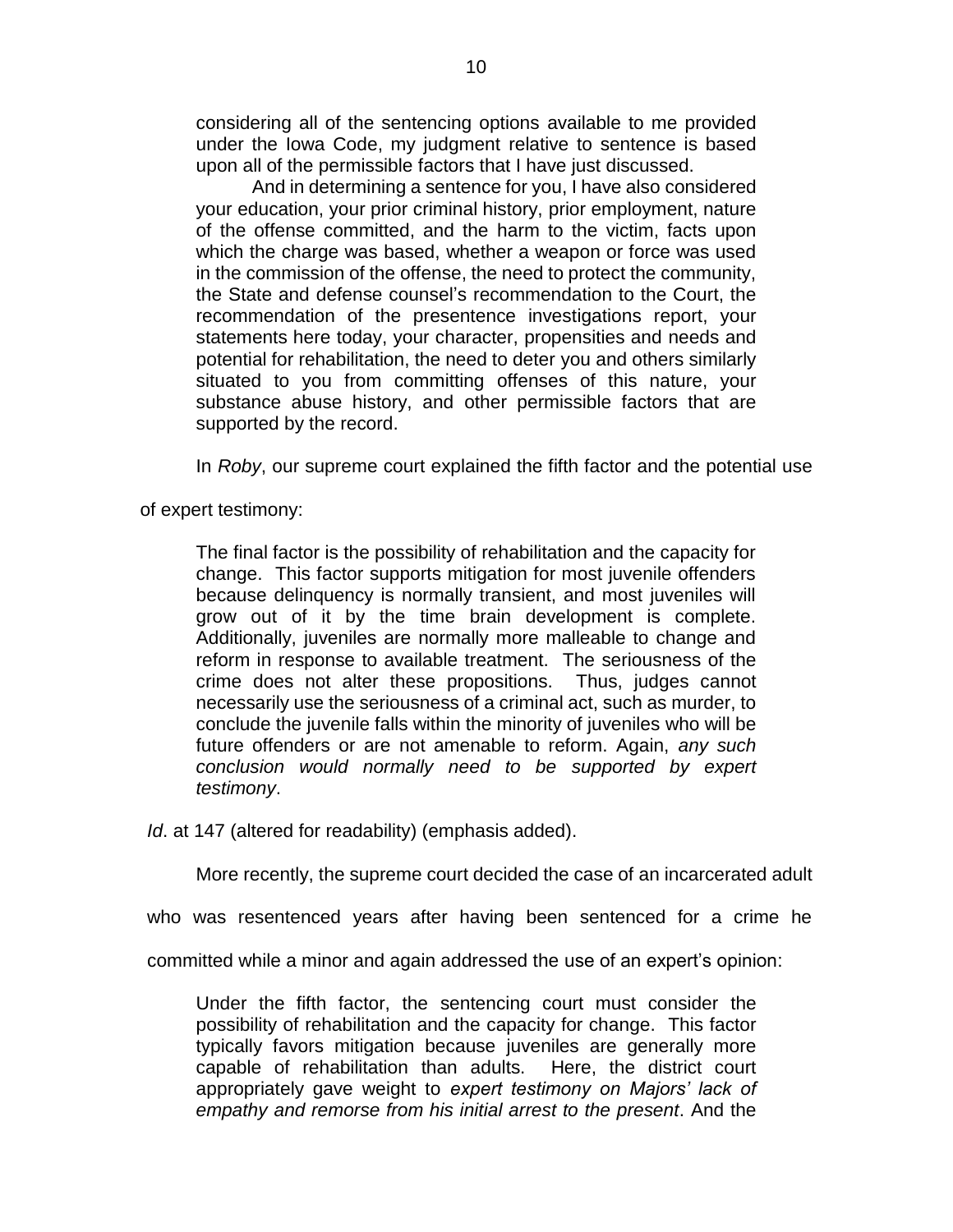> considering all of the sentencing options available to me provided under the Iowa Code, my judgment relative to sentence is based upon all of the permissible factors that I have just discussed.
>
> And in determining a sentence for you, I have also considered your education, your prior criminal history, prior employment, nature of the offense committed, and the harm to the victim, facts upon which the charge was based, whether a weapon or force was used in the commission of the offense, the need to protect the community, the State and defense counsel's recommendation to the Court, the recommendation of the presentence investigations report, your statements here today, your character, propensities and needs and potential for rehabilitation, the need to deter you and others similarly situated to you from committing offenses of this nature, your substance abuse history, and other permissible factors that are supported by the record.

In *Roby*, our supreme court explained the fifth factor and the potential use of expert testimony:

> The final factor is the possibility of rehabilitation and the capacity for change. This factor supports mitigation for most juvenile offenders because delinquency is normally transient, and most juveniles will grow out of it by the time brain development is complete. Additionally, juveniles are normally more malleable to change and reform in response to available treatment. The seriousness of the crime does not alter these propositions. Thus, judges cannot necessarily use the seriousness of a criminal act, such as murder, to conclude the juvenile falls within the minority of juveniles who will be future offenders or are not amenable to reform. Again, *any such conclusion would normally need to be supported by expert testimony*.

*Id*. at 147 (altered for readability) (emphasis added).

More recently, the supreme court decided the case of an incarcerated adult who was resentenced years after having been sentenced for a crime he committed while a minor and again addressed the use of an expert's opinion:

> Under the fifth factor, the sentencing court must consider the possibility of rehabilitation and the capacity for change. This factor typically favors mitigation because juveniles are generally more capable of rehabilitation than adults. Here, the district court appropriately gave weight to *expert testimony on Majors' lack of empathy and remorse from his initial arrest to the present*. And the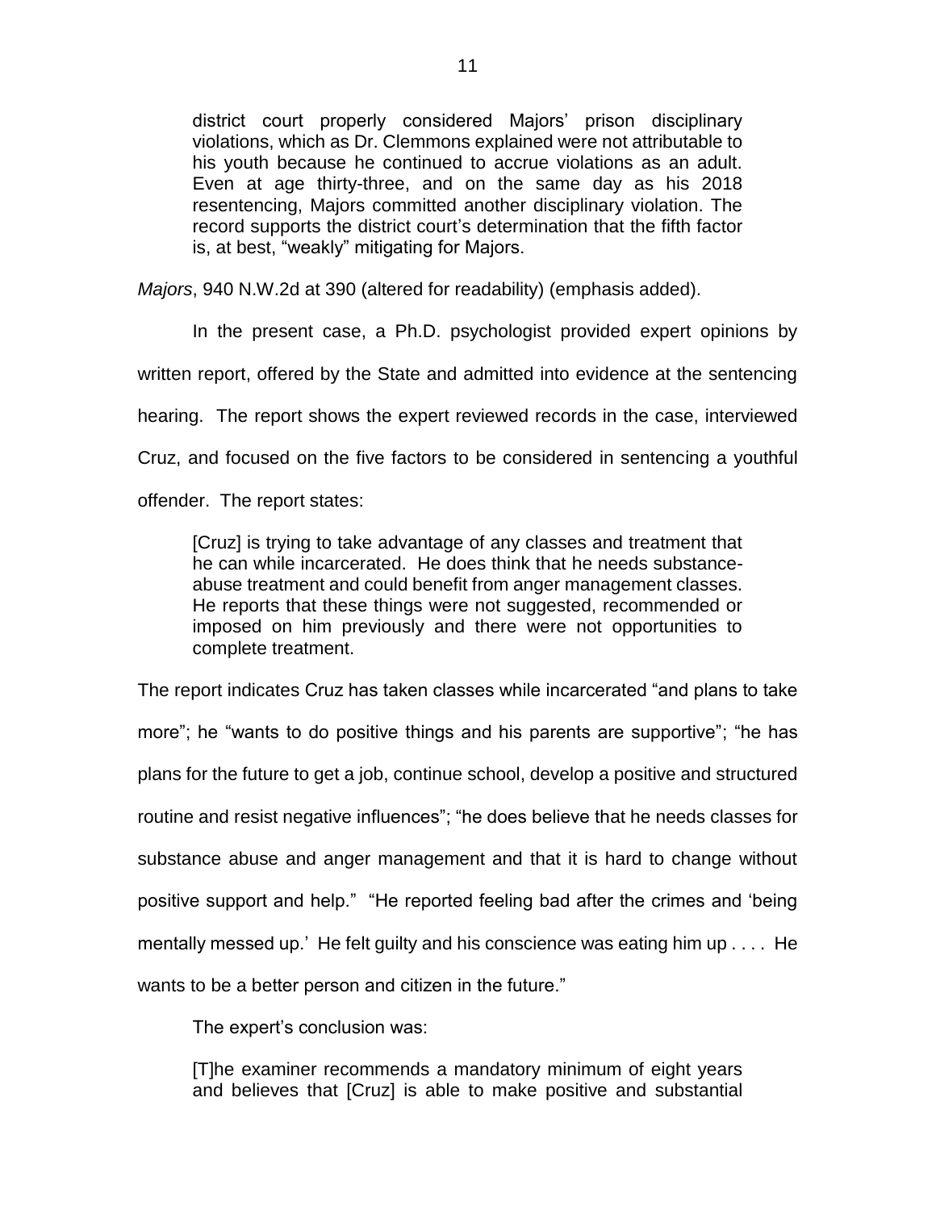district court properly considered Majors' prison disciplinary violations, which as Dr. Clemmons explained were not attributable to his youth because he continued to accrue violations as an adult. Even at age thirty-three, and on the same day as his 2018 resentencing, Majors committed another disciplinary violation. The record supports the district court's determination that the fifth factor is, at best, "weakly" mitigating for Majors.

*Majors*, 940 N.W.2d at 390 (altered for readability) (emphasis added).

In the present case, a Ph.D. psychologist provided expert opinions by written report, offered by the State and admitted into evidence at the sentencing hearing. The report shows the expert reviewed records in the case, interviewed Cruz, and focused on the five factors to be considered in sentencing a youthful offender. The report states:

> [Cruz] is trying to take advantage of any classes and treatment that he can while incarcerated. He does think that he needs substance-abuse treatment and could benefit from anger management classes. He reports that these things were not suggested, recommended or imposed on him previously and there were not opportunities to complete treatment.

The report indicates Cruz has taken classes while incarcerated "and plans to take more"; he "wants to do positive things and his parents are supportive"; "he has plans for the future to get a job, continue school, develop a positive and structured routine and resist negative influences"; "he does believe that he needs classes for substance abuse and anger management and that it is hard to change without positive support and help." "He reported feeling bad after the crimes and 'being mentally messed up.' He felt guilty and his conscience was eating him up . . . . He wants to be a better person and citizen in the future."

The expert's conclusion was:

> [T]he examiner recommends a mandatory minimum of eight years and believes that [Cruz] is able to make positive and substantial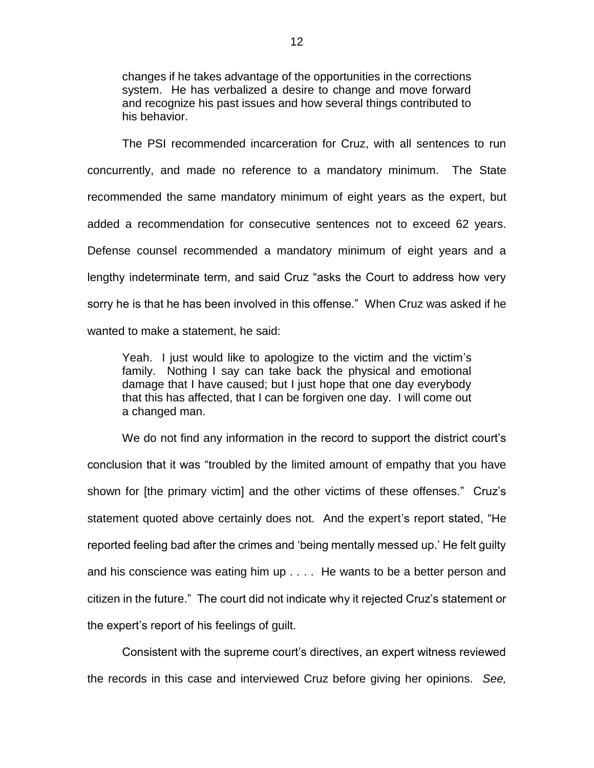> changes if he takes advantage of the opportunities in the corrections system. He has verbalized a desire to change and move forward and recognize his past issues and how several things contributed to his behavior.

The PSI recommended incarceration for Cruz, with all sentences to run concurrently, and made no reference to a mandatory minimum. The State recommended the same mandatory minimum of eight years as the expert, but added a recommendation for consecutive sentences not to exceed 62 years. Defense counsel recommended a mandatory minimum of eight years and a lengthy indeterminate term, and said Cruz "asks the Court to address how very sorry he is that he has been involved in this offense." When Cruz was asked if he wanted to make a statement, he said:

> Yeah. I just would like to apologize to the victim and the victim's family. Nothing I say can take back the physical and emotional damage that I have caused; but I just hope that one day everybody that this has affected, that I can be forgiven one day. I will come out a changed man.

We do not find any information in the record to support the district court's conclusion that it was "troubled by the limited amount of empathy that you have shown for [the primary victim] and the other victims of these offenses." Cruz's statement quoted above certainly does not. And the expert's report stated, "He reported feeling bad after the crimes and 'being mentally messed up.' He felt guilty and his conscience was eating him up . . . . He wants to be a better person and citizen in the future." The court did not indicate why it rejected Cruz's statement or the expert's report of his feelings of guilt.

Consistent with the supreme court's directives, an expert witness reviewed the records in this case and interviewed Cruz before giving her opinions. *See,*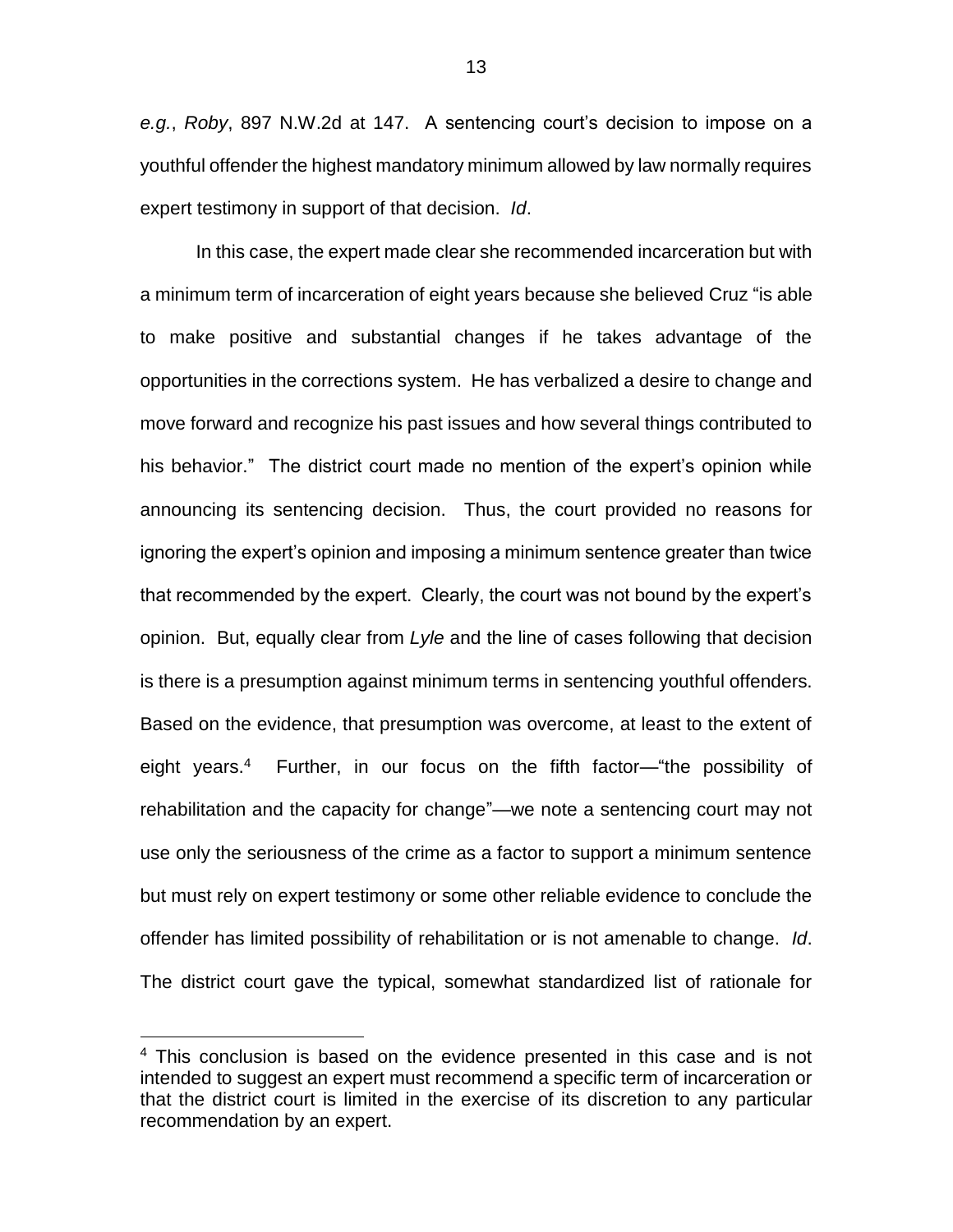*e.g.*, *Roby*, 897 N.W.2d at 147. A sentencing court's decision to impose on a youthful offender the highest mandatory minimum allowed by law normally requires expert testimony in support of that decision. *Id*.

In this case, the expert made clear she recommended incarceration but with a minimum term of incarceration of eight years because she believed Cruz "is able to make positive and substantial changes if he takes advantage of the opportunities in the corrections system. He has verbalized a desire to change and move forward and recognize his past issues and how several things contributed to his behavior." The district court made no mention of the expert's opinion while announcing its sentencing decision. Thus, the court provided no reasons for ignoring the expert's opinion and imposing a minimum sentence greater than twice that recommended by the expert. Clearly, the court was not bound by the expert's opinion. But, equally clear from *Lyle* and the line of cases following that decision is there is a presumption against minimum terms in sentencing youthful offenders. Based on the evidence, that presumption was overcome, at least to the extent of eight years.[4] Further, in our focus on the fifth factor—"the possibility of rehabilitation and the capacity for change"—we note a sentencing court may not use only the seriousness of the crime as a factor to support a minimum sentence but must rely on expert testimony or some other reliable evidence to conclude the offender has limited possibility of rehabilitation or is not amenable to change. *Id*. The district court gave the typical, somewhat standardized list of rationale for

---

[4] This conclusion is based on the evidence presented in this case and is not intended to suggest an expert must recommend a specific term of incarceration or that the district court is limited in the exercise of its discretion to any particular recommendation by an expert.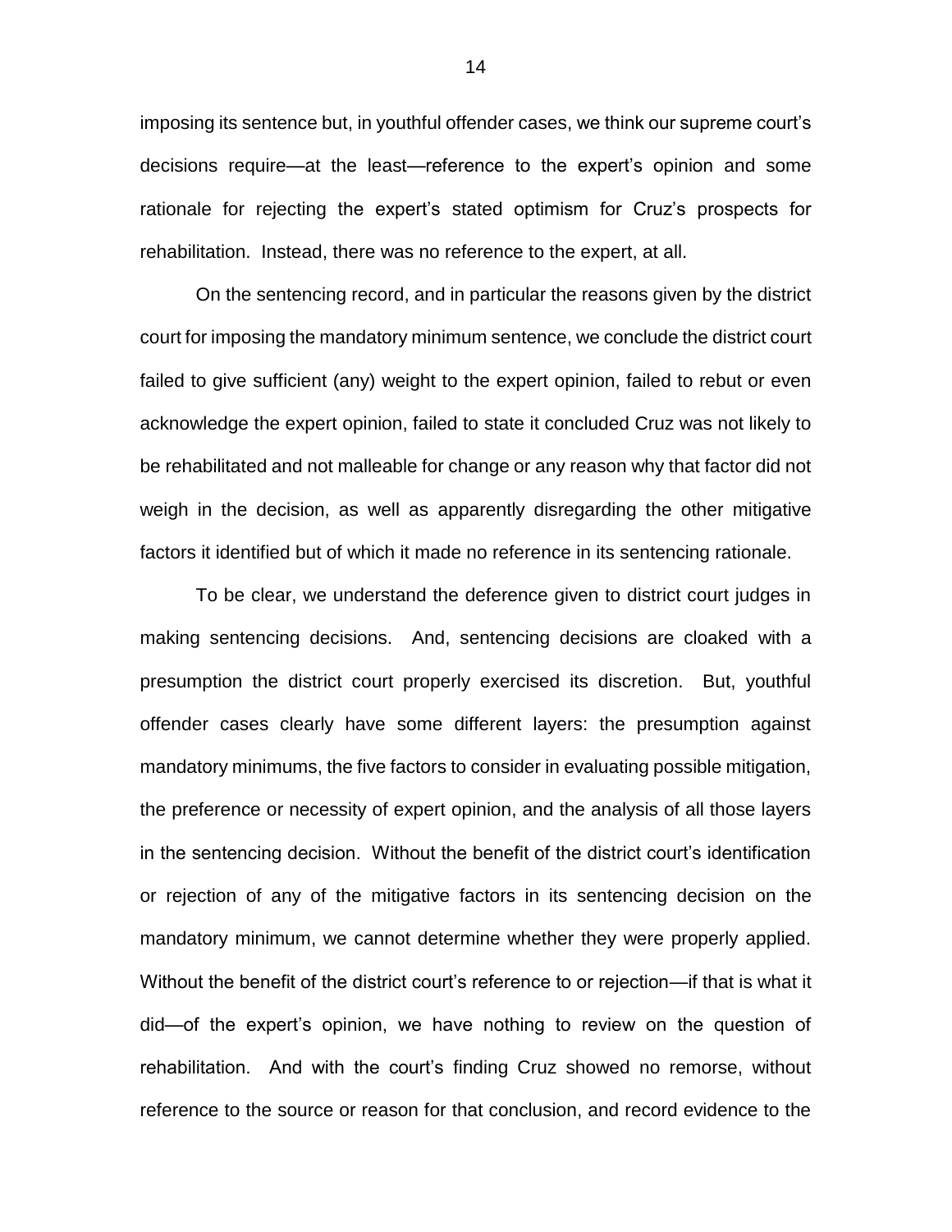imposing its sentence but, in youthful offender cases, we think our supreme court's decisions require—at the least—reference to the expert's opinion and some rationale for rejecting the expert's stated optimism for Cruz's prospects for rehabilitation. Instead, there was no reference to the expert, at all.

On the sentencing record, and in particular the reasons given by the district court for imposing the mandatory minimum sentence, we conclude the district court failed to give sufficient (any) weight to the expert opinion, failed to rebut or even acknowledge the expert opinion, failed to state it concluded Cruz was not likely to be rehabilitated and not malleable for change or any reason why that factor did not weigh in the decision, as well as apparently disregarding the other mitigative factors it identified but of which it made no reference in its sentencing rationale.

To be clear, we understand the deference given to district court judges in making sentencing decisions. And, sentencing decisions are cloaked with a presumption the district court properly exercised its discretion. But, youthful offender cases clearly have some different layers: the presumption against mandatory minimums, the five factors to consider in evaluating possible mitigation, the preference or necessity of expert opinion, and the analysis of all those layers in the sentencing decision. Without the benefit of the district court's identification or rejection of any of the mitigative factors in its sentencing decision on the mandatory minimum, we cannot determine whether they were properly applied. Without the benefit of the district court's reference to or rejection—if that is what it did—of the expert's opinion, we have nothing to review on the question of rehabilitation. And with the court's finding Cruz showed no remorse, without reference to the source or reason for that conclusion, and record evidence to the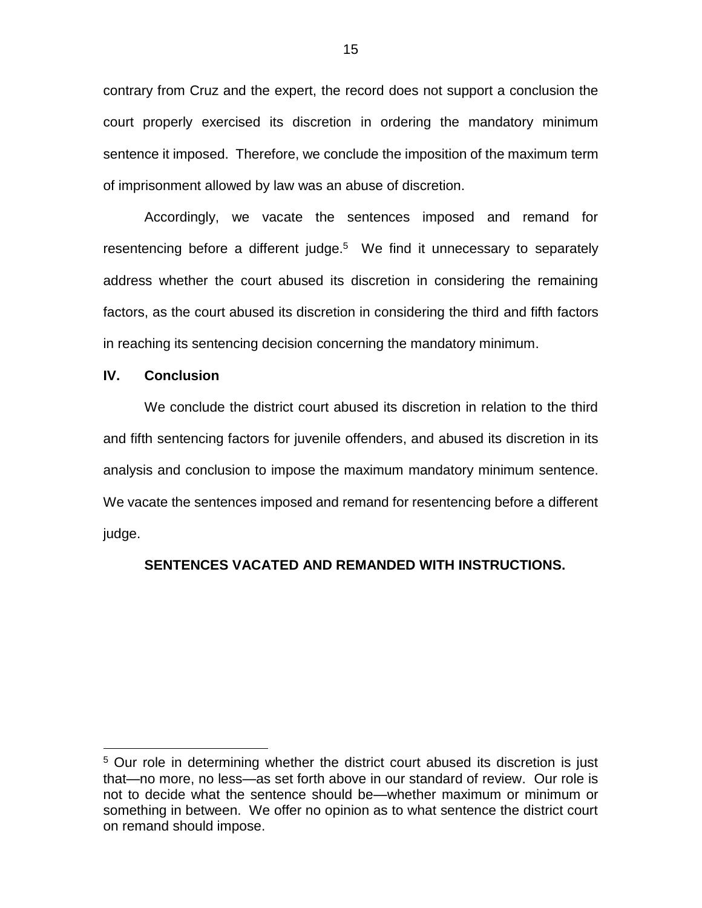contrary from Cruz and the expert, the record does not support a conclusion the court properly exercised its discretion in ordering the mandatory minimum sentence it imposed. Therefore, we conclude the imposition of the maximum term of imprisonment allowed by law was an abuse of discretion.

Accordingly, we vacate the sentences imposed and remand for resentencing before a different judge.[5] We find it unnecessary to separately address whether the court abused its discretion in considering the remaining factors, as the court abused its discretion in considering the third and fifth factors in reaching its sentencing decision concerning the mandatory minimum.

## IV. Conclusion

We conclude the district court abused its discretion in relation to the third and fifth sentencing factors for juvenile offenders, and abused its discretion in its analysis and conclusion to impose the maximum mandatory minimum sentence. We vacate the sentences imposed and remand for resentencing before a different judge.

**SENTENCES VACATED AND REMANDED WITH INSTRUCTIONS.**

---

[5] Our role in determining whether the district court abused its discretion is just that—no more, no less—as set forth above in our standard of review. Our role is not to decide what the sentence should be—whether maximum or minimum or something in between. We offer no opinion as to what sentence the district court on remand should impose.